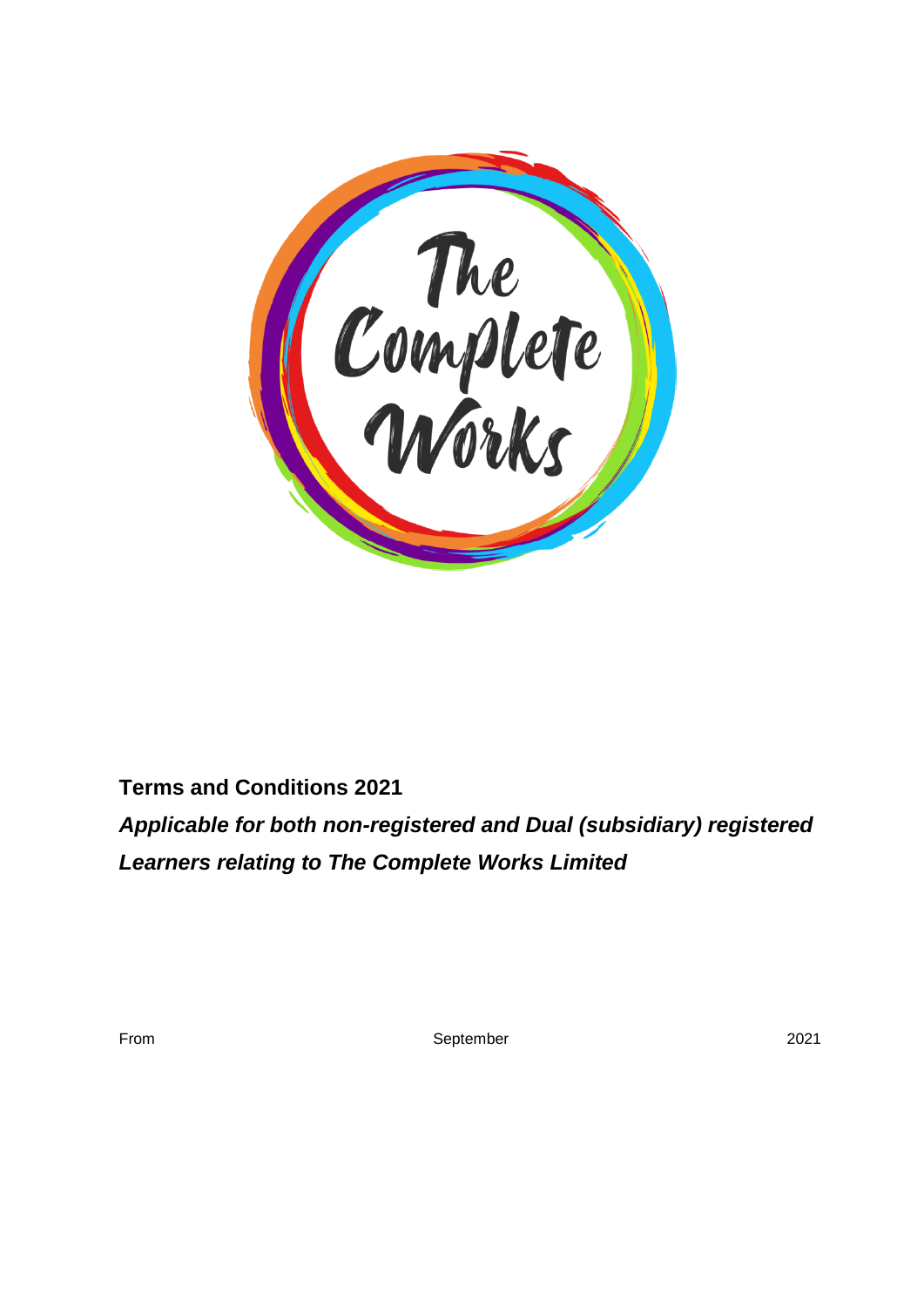**Terms and Conditions 2021**

***Applicable for both non-registered and Dual (subsidiary) registered Learners relating to The Complete Works Limited***

From September 2021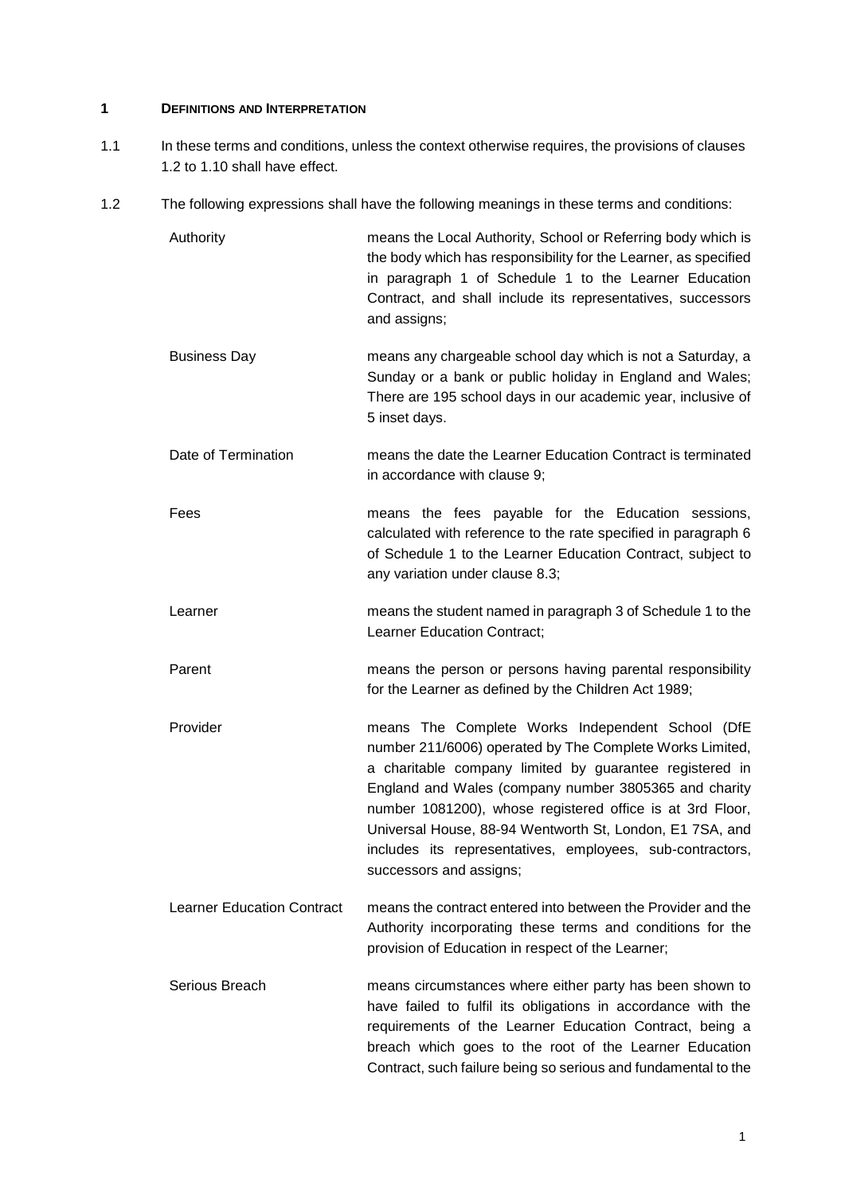## 1 DEFINITIONS AND INTERPRETATION

1.1 In these terms and conditions, unless the context otherwise requires, the provisions of clauses 1.2 to 1.10 shall have effect.

1.2 The following expressions shall have the following meanings in these terms and conditions:

| | |
|---|---|
| Authority | means the Local Authority, School or Referring body which is the body which has responsibility for the Learner, as specified in paragraph 1 of Schedule 1 to the Learner Education Contract, and shall include its representatives, successors and assigns; |
| Business Day | means any chargeable school day which is not a Saturday, a Sunday or a bank or public holiday in England and Wales; There are 195 school days in our academic year, inclusive of 5 inset days. |
| Date of Termination | means the date the Learner Education Contract is terminated in accordance with clause 9; |
| Fees | means the fees payable for the Education sessions, calculated with reference to the rate specified in paragraph 6 of Schedule 1 to the Learner Education Contract, subject to any variation under clause 8.3; |
| Learner | means the student named in paragraph 3 of Schedule 1 to the Learner Education Contract; |
| Parent | means the person or persons having parental responsibility for the Learner as defined by the Children Act 1989; |
| Provider | means The Complete Works Independent School (DfE number 211/6006) operated by The Complete Works Limited, a charitable company limited by guarantee registered in England and Wales (company number 3805365 and charity number 1081200), whose registered office is at 3rd Floor, Universal House, 88-94 Wentworth St, London, E1 7SA, and includes its representatives, employees, sub-contractors, successors and assigns; |
| Learner Education Contract | means the contract entered into between the Provider and the Authority incorporating these terms and conditions for the provision of Education in respect of the Learner; |
| Serious Breach | means circumstances where either party has been shown to have failed to fulfil its obligations in accordance with the requirements of the Learner Education Contract, being a breach which goes to the root of the Learner Education Contract, such failure being so serious and fundamental to the |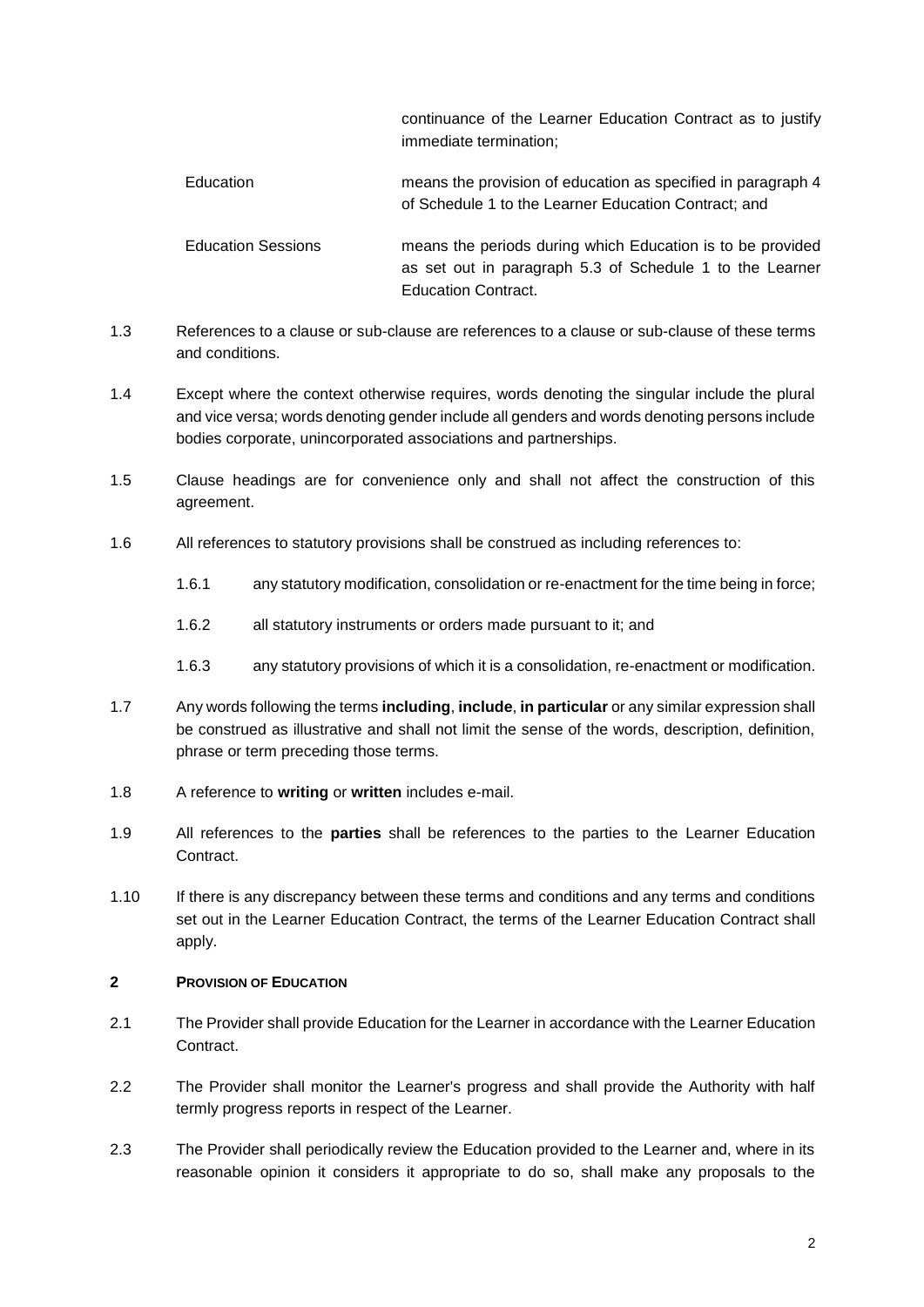| | |
|---|---|
| | continuance of the Learner Education Contract as to justify immediate termination; |
| Education | means the provision of education as specified in paragraph 4 of Schedule 1 to the Learner Education Contract; and |
| Education Sessions | means the periods during which Education is to be provided as set out in paragraph 5.3 of Schedule 1 to the Learner Education Contract. |

1.3 References to a clause or sub-clause are references to a clause or sub-clause of these terms and conditions.

1.4 Except where the context otherwise requires, words denoting the singular include the plural and vice versa; words denoting gender include all genders and words denoting persons include bodies corporate, unincorporated associations and partnerships.

1.5 Clause headings are for convenience only and shall not affect the construction of this agreement.

1.6 All references to statutory provisions shall be construed as including references to:

1.6.1 any statutory modification, consolidation or re-enactment for the time being in force;

1.6.2 all statutory instruments or orders made pursuant to it; and

1.6.3 any statutory provisions of which it is a consolidation, re-enactment or modification.

1.7 Any words following the terms **including**, **include**, **in particular** or any similar expression shall be construed as illustrative and shall not limit the sense of the words, description, definition, phrase or term preceding those terms.

1.8 A reference to **writing** or **written** includes e-mail.

1.9 All references to the **parties** shall be references to the parties to the Learner Education Contract.

1.10 If there is any discrepancy between these terms and conditions and any terms and conditions set out in the Learner Education Contract, the terms of the Learner Education Contract shall apply.

## 2 PROVISION OF EDUCATION

2.1 The Provider shall provide Education for the Learner in accordance with the Learner Education Contract.

2.2 The Provider shall monitor the Learner's progress and shall provide the Authority with half termly progress reports in respect of the Learner.

2.3 The Provider shall periodically review the Education provided to the Learner and, where in its reasonable opinion it considers it appropriate to do so, shall make any proposals to the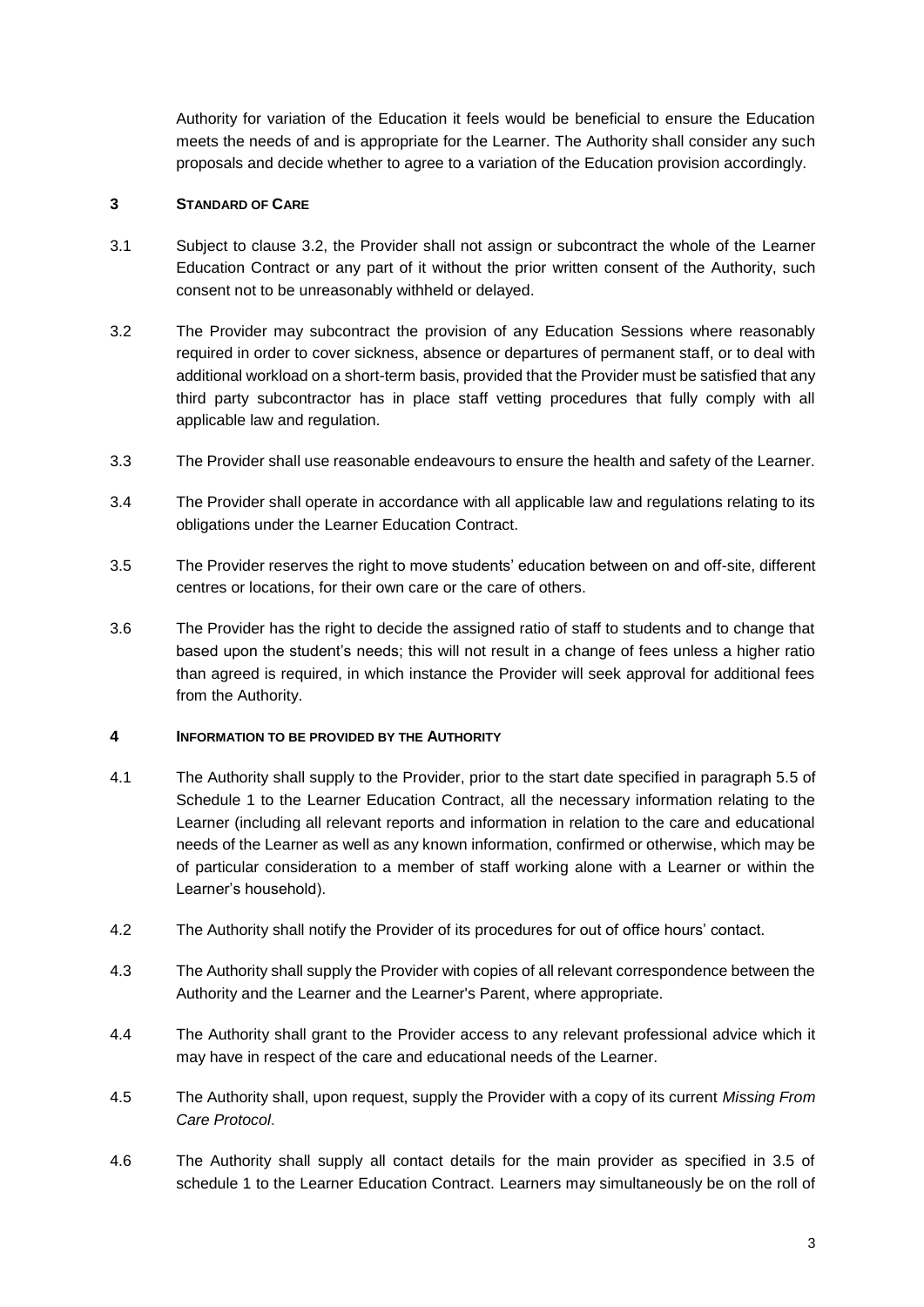Authority for variation of the Education it feels would be beneficial to ensure the Education meets the needs of and is appropriate for the Learner. The Authority shall consider any such proposals and decide whether to agree to a variation of the Education provision accordingly.

## 3 STANDARD OF CARE

3.1 Subject to clause 3.2, the Provider shall not assign or subcontract the whole of the Learner Education Contract or any part of it without the prior written consent of the Authority, such consent not to be unreasonably withheld or delayed.

3.2 The Provider may subcontract the provision of any Education Sessions where reasonably required in order to cover sickness, absence or departures of permanent staff, or to deal with additional workload on a short-term basis, provided that the Provider must be satisfied that any third party subcontractor has in place staff vetting procedures that fully comply with all applicable law and regulation.

3.3 The Provider shall use reasonable endeavours to ensure the health and safety of the Learner.

3.4 The Provider shall operate in accordance with all applicable law and regulations relating to its obligations under the Learner Education Contract.

3.5 The Provider reserves the right to move students' education between on and off-site, different centres or locations, for their own care or the care of others.

3.6 The Provider has the right to decide the assigned ratio of staff to students and to change that based upon the student's needs; this will not result in a change of fees unless a higher ratio than agreed is required, in which instance the Provider will seek approval for additional fees from the Authority.

## 4 INFORMATION TO BE PROVIDED BY THE AUTHORITY

4.1 The Authority shall supply to the Provider, prior to the start date specified in paragraph 5.5 of Schedule 1 to the Learner Education Contract, all the necessary information relating to the Learner (including all relevant reports and information in relation to the care and educational needs of the Learner as well as any known information, confirmed or otherwise, which may be of particular consideration to a member of staff working alone with a Learner or within the Learner's household).

4.2 The Authority shall notify the Provider of its procedures for out of office hours' contact.

4.3 The Authority shall supply the Provider with copies of all relevant correspondence between the Authority and the Learner and the Learner's Parent, where appropriate.

4.4 The Authority shall grant to the Provider access to any relevant professional advice which it may have in respect of the care and educational needs of the Learner.

4.5 The Authority shall, upon request, supply the Provider with a copy of its current *Missing From Care Protocol*.

4.6 The Authority shall supply all contact details for the main provider as specified in 3.5 of schedule 1 to the Learner Education Contract. Learners may simultaneously be on the roll of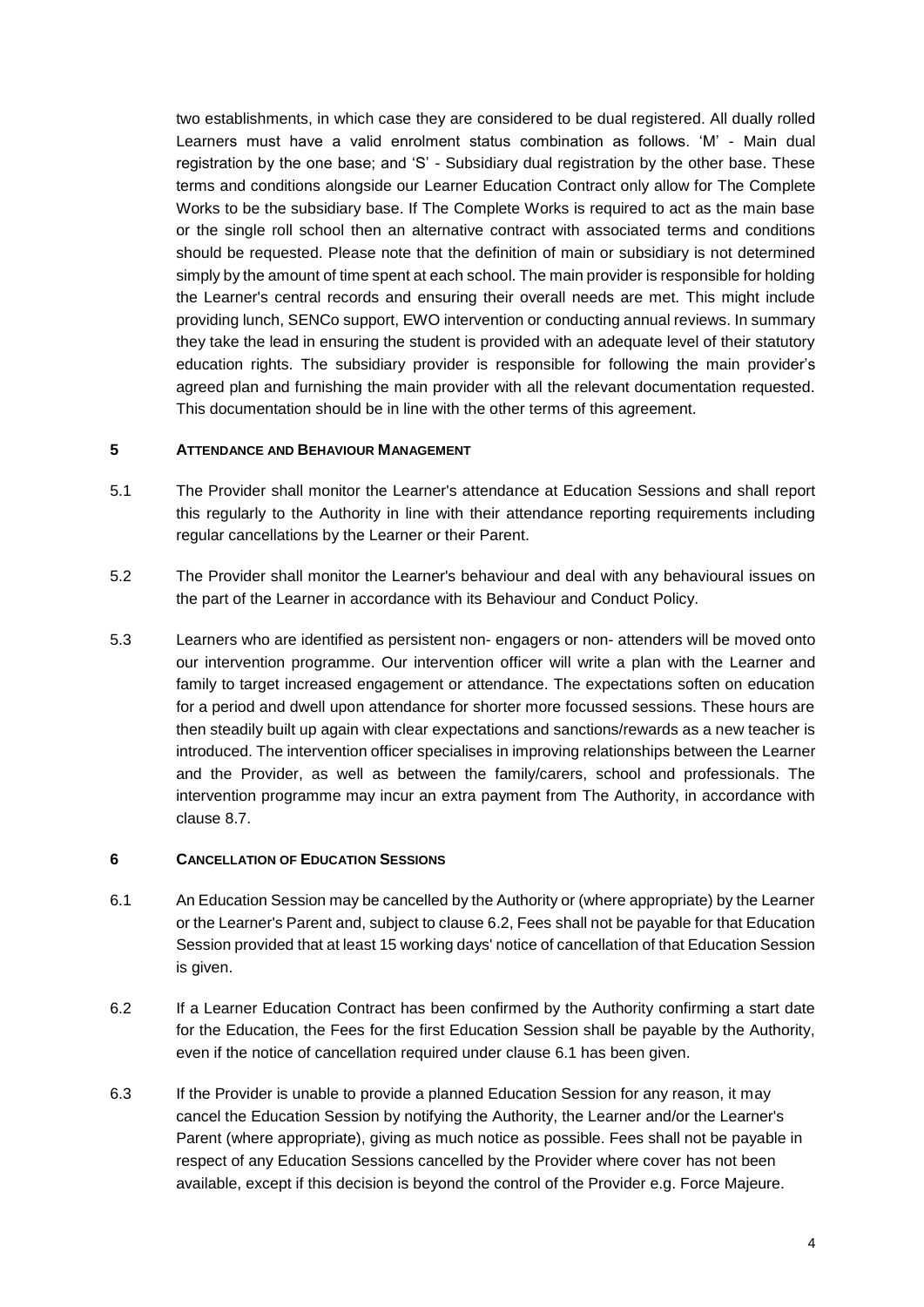two establishments, in which case they are considered to be dual registered. All dually rolled Learners must have a valid enrolment status combination as follows. 'M' - Main dual registration by the one base; and 'S' - Subsidiary dual registration by the other base. These terms and conditions alongside our Learner Education Contract only allow for The Complete Works to be the subsidiary base. If The Complete Works is required to act as the main base or the single roll school then an alternative contract with associated terms and conditions should be requested. Please note that the definition of main or subsidiary is not determined simply by the amount of time spent at each school. The main provider is responsible for holding the Learner's central records and ensuring their overall needs are met. This might include providing lunch, SENCo support, EWO intervention or conducting annual reviews. In summary they take the lead in ensuring the student is provided with an adequate level of their statutory education rights. The subsidiary provider is responsible for following the main provider's agreed plan and furnishing the main provider with all the relevant documentation requested. This documentation should be in line with the other terms of this agreement.

## 5 ATTENDANCE AND BEHAVIOUR MANAGEMENT

5.1 The Provider shall monitor the Learner's attendance at Education Sessions and shall report this regularly to the Authority in line with their attendance reporting requirements including regular cancellations by the Learner or their Parent.

5.2 The Provider shall monitor the Learner's behaviour and deal with any behavioural issues on the part of the Learner in accordance with its Behaviour and Conduct Policy.

5.3 Learners who are identified as persistent non- engagers or non- attenders will be moved onto our intervention programme. Our intervention officer will write a plan with the Learner and family to target increased engagement or attendance. The expectations soften on education for a period and dwell upon attendance for shorter more focussed sessions. These hours are then steadily built up again with clear expectations and sanctions/rewards as a new teacher is introduced. The intervention officer specialises in improving relationships between the Learner and the Provider, as well as between the family/carers, school and professionals. The intervention programme may incur an extra payment from The Authority, in accordance with clause 8.7.

## 6 CANCELLATION OF EDUCATION SESSIONS

6.1 An Education Session may be cancelled by the Authority or (where appropriate) by the Learner or the Learner's Parent and, subject to clause 6.2, Fees shall not be payable for that Education Session provided that at least 15 working days' notice of cancellation of that Education Session is given.

6.2 If a Learner Education Contract has been confirmed by the Authority confirming a start date for the Education, the Fees for the first Education Session shall be payable by the Authority, even if the notice of cancellation required under clause 6.1 has been given.

6.3 If the Provider is unable to provide a planned Education Session for any reason, it may cancel the Education Session by notifying the Authority, the Learner and/or the Learner's Parent (where appropriate), giving as much notice as possible. Fees shall not be payable in respect of any Education Sessions cancelled by the Provider where cover has not been available, except if this decision is beyond the control of the Provider e.g. Force Majeure.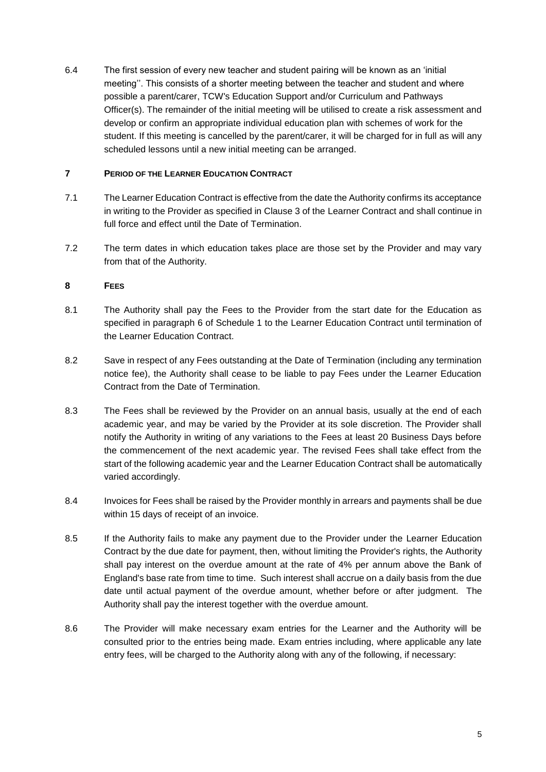6.4 The first session of every new teacher and student pairing will be known as an 'initial meeting''. This consists of a shorter meeting between the teacher and student and where possible a parent/carer, TCW's Education Support and/or Curriculum and Pathways Officer(s). The remainder of the initial meeting will be utilised to create a risk assessment and develop or confirm an appropriate individual education plan with schemes of work for the student. If this meeting is cancelled by the parent/carer, it will be charged for in full as will any scheduled lessons until a new initial meeting can be arranged.

## 7 PERIOD OF THE LEARNER EDUCATION CONTRACT

7.1 The Learner Education Contract is effective from the date the Authority confirms its acceptance in writing to the Provider as specified in Clause 3 of the Learner Contract and shall continue in full force and effect until the Date of Termination.

7.2 The term dates in which education takes place are those set by the Provider and may vary from that of the Authority.

## 8 FEES

8.1 The Authority shall pay the Fees to the Provider from the start date for the Education as specified in paragraph 6 of Schedule 1 to the Learner Education Contract until termination of the Learner Education Contract.

8.2 Save in respect of any Fees outstanding at the Date of Termination (including any termination notice fee), the Authority shall cease to be liable to pay Fees under the Learner Education Contract from the Date of Termination.

8.3 The Fees shall be reviewed by the Provider on an annual basis, usually at the end of each academic year, and may be varied by the Provider at its sole discretion. The Provider shall notify the Authority in writing of any variations to the Fees at least 20 Business Days before the commencement of the next academic year. The revised Fees shall take effect from the start of the following academic year and the Learner Education Contract shall be automatically varied accordingly.

8.4 Invoices for Fees shall be raised by the Provider monthly in arrears and payments shall be due within 15 days of receipt of an invoice.

8.5 If the Authority fails to make any payment due to the Provider under the Learner Education Contract by the due date for payment, then, without limiting the Provider's rights, the Authority shall pay interest on the overdue amount at the rate of 4% per annum above the Bank of England's base rate from time to time. Such interest shall accrue on a daily basis from the due date until actual payment of the overdue amount, whether before or after judgment. The Authority shall pay the interest together with the overdue amount.

8.6 The Provider will make necessary exam entries for the Learner and the Authority will be consulted prior to the entries being made. Exam entries including, where applicable any late entry fees, will be charged to the Authority along with any of the following, if necessary: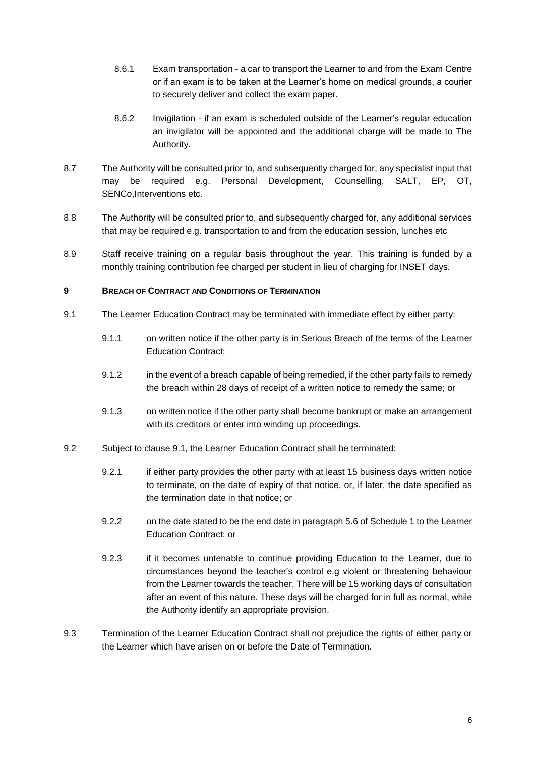8.6.1 Exam transportation - a car to transport the Learner to and from the Exam Centre or if an exam is to be taken at the Learner's home on medical grounds, a courier to securely deliver and collect the exam paper.

8.6.2 Invigilation - if an exam is scheduled outside of the Learner's regular education an invigilator will be appointed and the additional charge will be made to The Authority.

8.7 The Authority will be consulted prior to, and subsequently charged for, any specialist input that may be required e.g. Personal Development, Counselling, SALT, EP, OT, SENCo,Interventions etc.

8.8 The Authority will be consulted prior to, and subsequently charged for, any additional services that may be required e.g. transportation to and from the education session, lunches etc

8.9 Staff receive training on a regular basis throughout the year. This training is funded by a monthly training contribution fee charged per student in lieu of charging for INSET days.

## 9 BREACH OF CONTRACT AND CONDITIONS OF TERMINATION

9.1 The Learner Education Contract may be terminated with immediate effect by either party:

9.1.1 on written notice if the other party is in Serious Breach of the terms of the Learner Education Contract;

9.1.2 in the event of a breach capable of being remedied, if the other party fails to remedy the breach within 28 days of receipt of a written notice to remedy the same; or

9.1.3 on written notice if the other party shall become bankrupt or make an arrangement with its creditors or enter into winding up proceedings.

9.2 Subject to clause 9.1, the Learner Education Contract shall be terminated:

9.2.1 if either party provides the other party with at least 15 business days written notice to terminate, on the date of expiry of that notice, or, if later, the date specified as the termination date in that notice; or

9.2.2 on the date stated to be the end date in paragraph 5.6 of Schedule 1 to the Learner Education Contract: or

9.2.3 if it becomes untenable to continue providing Education to the Learner, due to circumstances beyond the teacher's control e.g violent or threatening behaviour from the Learner towards the teacher. There will be 15 working days of consultation after an event of this nature. These days will be charged for in full as normal, while the Authority identify an appropriate provision.

9.3 Termination of the Learner Education Contract shall not prejudice the rights of either party or the Learner which have arisen on or before the Date of Termination.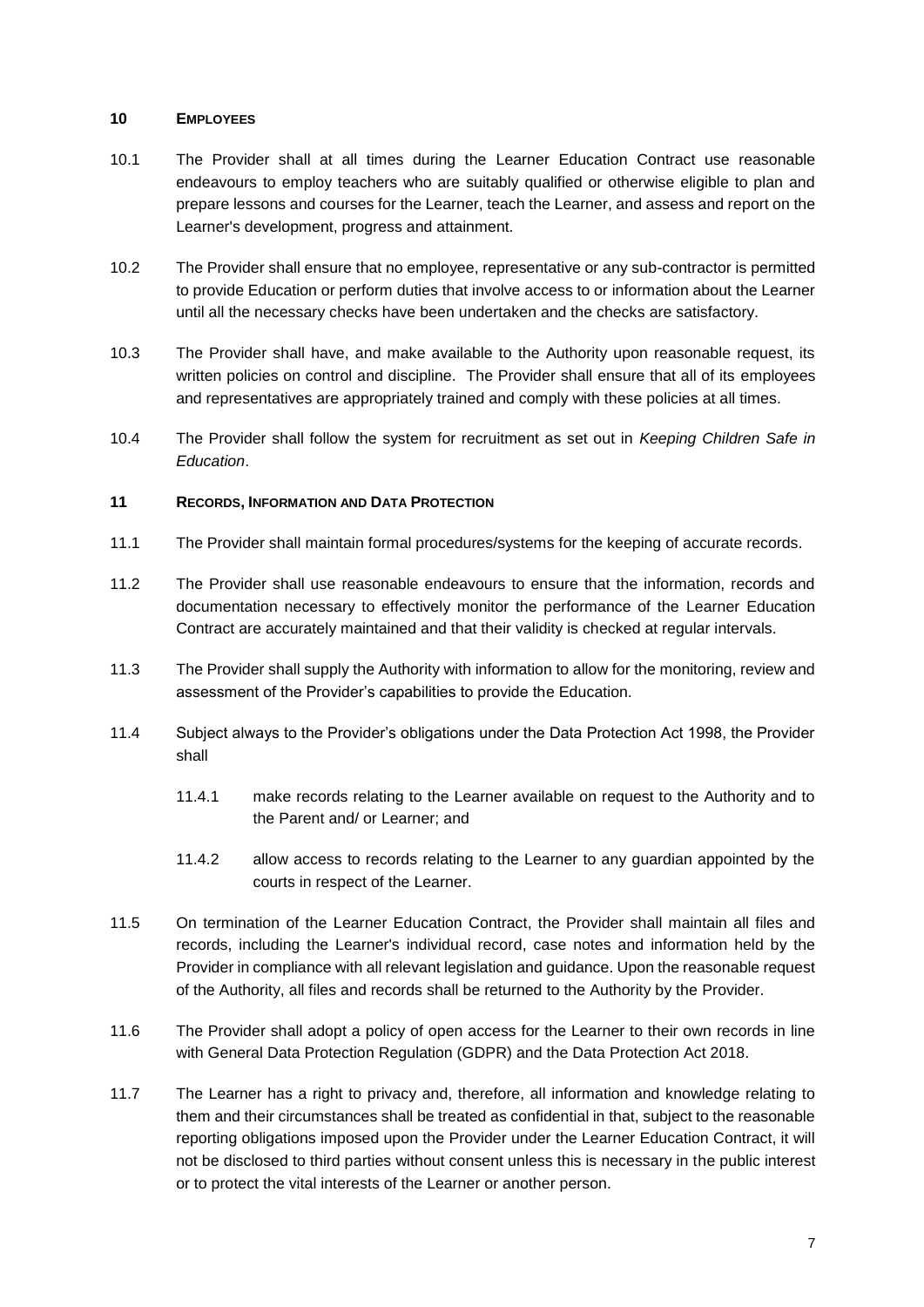## 10 EMPLOYEES

10.1 The Provider shall at all times during the Learner Education Contract use reasonable endeavours to employ teachers who are suitably qualified or otherwise eligible to plan and prepare lessons and courses for the Learner, teach the Learner, and assess and report on the Learner's development, progress and attainment.

10.2 The Provider shall ensure that no employee, representative or any sub-contractor is permitted to provide Education or perform duties that involve access to or information about the Learner until all the necessary checks have been undertaken and the checks are satisfactory.

10.3 The Provider shall have, and make available to the Authority upon reasonable request, its written policies on control and discipline. The Provider shall ensure that all of its employees and representatives are appropriately trained and comply with these policies at all times.

10.4 The Provider shall follow the system for recruitment as set out in *Keeping Children Safe in Education*.

## 11 RECORDS, INFORMATION AND DATA PROTECTION

11.1 The Provider shall maintain formal procedures/systems for the keeping of accurate records.

11.2 The Provider shall use reasonable endeavours to ensure that the information, records and documentation necessary to effectively monitor the performance of the Learner Education Contract are accurately maintained and that their validity is checked at regular intervals.

11.3 The Provider shall supply the Authority with information to allow for the monitoring, review and assessment of the Provider's capabilities to provide the Education.

11.4 Subject always to the Provider's obligations under the Data Protection Act 1998, the Provider shall

11.4.1 make records relating to the Learner available on request to the Authority and to the Parent and/ or Learner; and

11.4.2 allow access to records relating to the Learner to any guardian appointed by the courts in respect of the Learner.

11.5 On termination of the Learner Education Contract, the Provider shall maintain all files and records, including the Learner's individual record, case notes and information held by the Provider in compliance with all relevant legislation and guidance. Upon the reasonable request of the Authority, all files and records shall be returned to the Authority by the Provider.

11.6 The Provider shall adopt a policy of open access for the Learner to their own records in line with General Data Protection Regulation (GDPR) and the Data Protection Act 2018.

11.7 The Learner has a right to privacy and, therefore, all information and knowledge relating to them and their circumstances shall be treated as confidential in that, subject to the reasonable reporting obligations imposed upon the Provider under the Learner Education Contract, it will not be disclosed to third parties without consent unless this is necessary in the public interest or to protect the vital interests of the Learner or another person.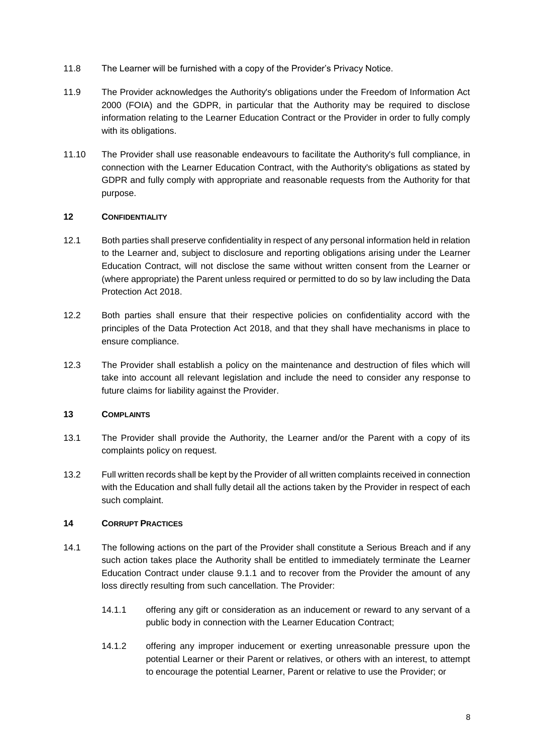11.8 The Learner will be furnished with a copy of the Provider's Privacy Notice.

11.9 The Provider acknowledges the Authority's obligations under the Freedom of Information Act 2000 (FOIA) and the GDPR, in particular that the Authority may be required to disclose information relating to the Learner Education Contract or the Provider in order to fully comply with its obligations.

11.10 The Provider shall use reasonable endeavours to facilitate the Authority's full compliance, in connection with the Learner Education Contract, with the Authority's obligations as stated by GDPR and fully comply with appropriate and reasonable requests from the Authority for that purpose.

## 12 CONFIDENTIALITY

12.1 Both parties shall preserve confidentiality in respect of any personal information held in relation to the Learner and, subject to disclosure and reporting obligations arising under the Learner Education Contract, will not disclose the same without written consent from the Learner or (where appropriate) the Parent unless required or permitted to do so by law including the Data Protection Act 2018.

12.2 Both parties shall ensure that their respective policies on confidentiality accord with the principles of the Data Protection Act 2018, and that they shall have mechanisms in place to ensure compliance.

12.3 The Provider shall establish a policy on the maintenance and destruction of files which will take into account all relevant legislation and include the need to consider any response to future claims for liability against the Provider.

## 13 COMPLAINTS

13.1 The Provider shall provide the Authority, the Learner and/or the Parent with a copy of its complaints policy on request.

13.2 Full written records shall be kept by the Provider of all written complaints received in connection with the Education and shall fully detail all the actions taken by the Provider in respect of each such complaint.

## 14 CORRUPT PRACTICES

14.1 The following actions on the part of the Provider shall constitute a Serious Breach and if any such action takes place the Authority shall be entitled to immediately terminate the Learner Education Contract under clause 9.1.1 and to recover from the Provider the amount of any loss directly resulting from such cancellation. The Provider:

14.1.1 offering any gift or consideration as an inducement or reward to any servant of a public body in connection with the Learner Education Contract;

14.1.2 offering any improper inducement or exerting unreasonable pressure upon the potential Learner or their Parent or relatives, or others with an interest, to attempt to encourage the potential Learner, Parent or relative to use the Provider; or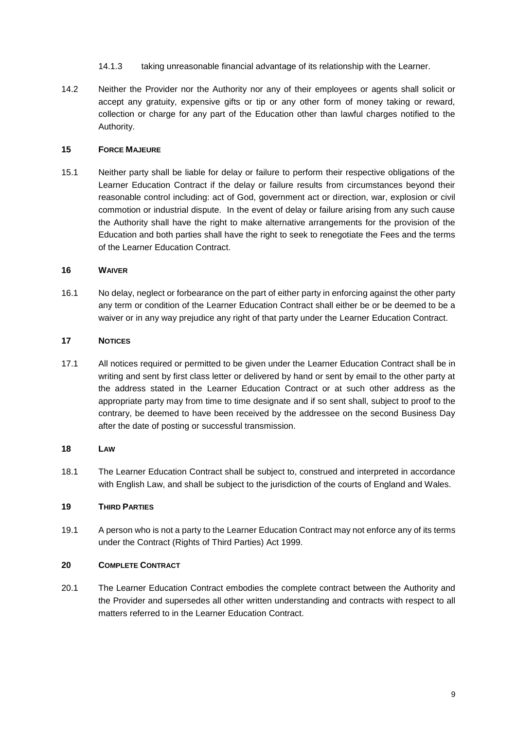14.1.3 taking unreasonable financial advantage of its relationship with the Learner.

14.2 Neither the Provider nor the Authority nor any of their employees or agents shall solicit or accept any gratuity, expensive gifts or tip or any other form of money taking or reward, collection or charge for any part of the Education other than lawful charges notified to the Authority.

**15 FORCE MAJEURE**

15.1 Neither party shall be liable for delay or failure to perform their respective obligations of the Learner Education Contract if the delay or failure results from circumstances beyond their reasonable control including: act of God, government act or direction, war, explosion or civil commotion or industrial dispute. In the event of delay or failure arising from any such cause the Authority shall have the right to make alternative arrangements for the provision of the Education and both parties shall have the right to seek to renegotiate the Fees and the terms of the Learner Education Contract.

**16 WAIVER**

16.1 No delay, neglect or forbearance on the part of either party in enforcing against the other party any term or condition of the Learner Education Contract shall either be or be deemed to be a waiver or in any way prejudice any right of that party under the Learner Education Contract.

**17 NOTICES**

17.1 All notices required or permitted to be given under the Learner Education Contract shall be in writing and sent by first class letter or delivered by hand or sent by email to the other party at the address stated in the Learner Education Contract or at such other address as the appropriate party may from time to time designate and if so sent shall, subject to proof to the contrary, be deemed to have been received by the addressee on the second Business Day after the date of posting or successful transmission.

**18 LAW**

18.1 The Learner Education Contract shall be subject to, construed and interpreted in accordance with English Law, and shall be subject to the jurisdiction of the courts of England and Wales.

**19 THIRD PARTIES**

19.1 A person who is not a party to the Learner Education Contract may not enforce any of its terms under the Contract (Rights of Third Parties) Act 1999.

**20 COMPLETE CONTRACT**

20.1 The Learner Education Contract embodies the complete contract between the Authority and the Provider and supersedes all other written understanding and contracts with respect to all matters referred to in the Learner Education Contract.